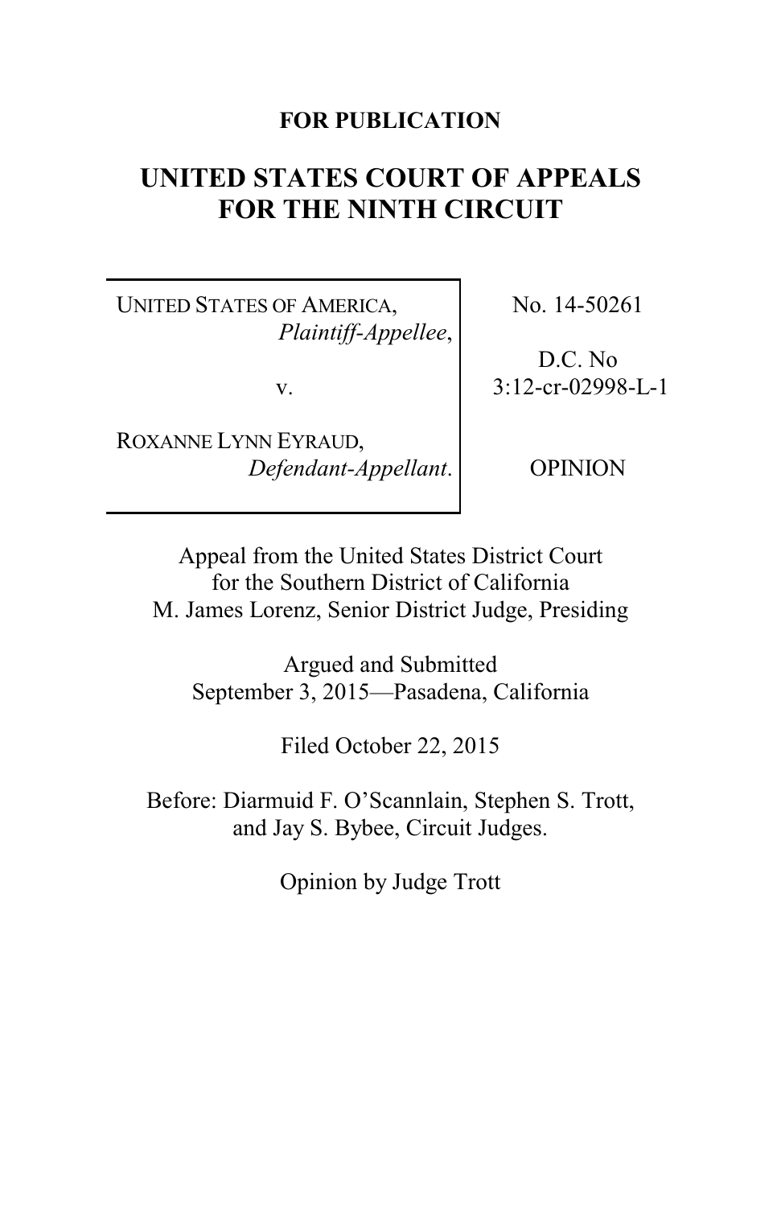**FOR PUBLICATION**

# UNITED STATES COURT OF APPEALS FOR THE NINTH CIRCUIT

| | |
|---|---|
| UNITED STATES OF AMERICA, *Plaintiff-Appellee*, <br><br> v. <br><br> ROXANNE LYNN EYRAUD, *Defendant-Appellant*. | No. 14-50261 <br><br> D.C. No 3:12-cr-02998-L-1 <br><br> OPINION |

Appeal from the United States District Court for the Southern District of California
M. James Lorenz, Senior District Judge, Presiding

Argued and Submitted
September 3, 2015—Pasadena, California

Filed October 22, 2015

Before: Diarmuid F. O'Scannlain, Stephen S. Trott, and Jay S. Bybee, Circuit Judges.

Opinion by Judge Trott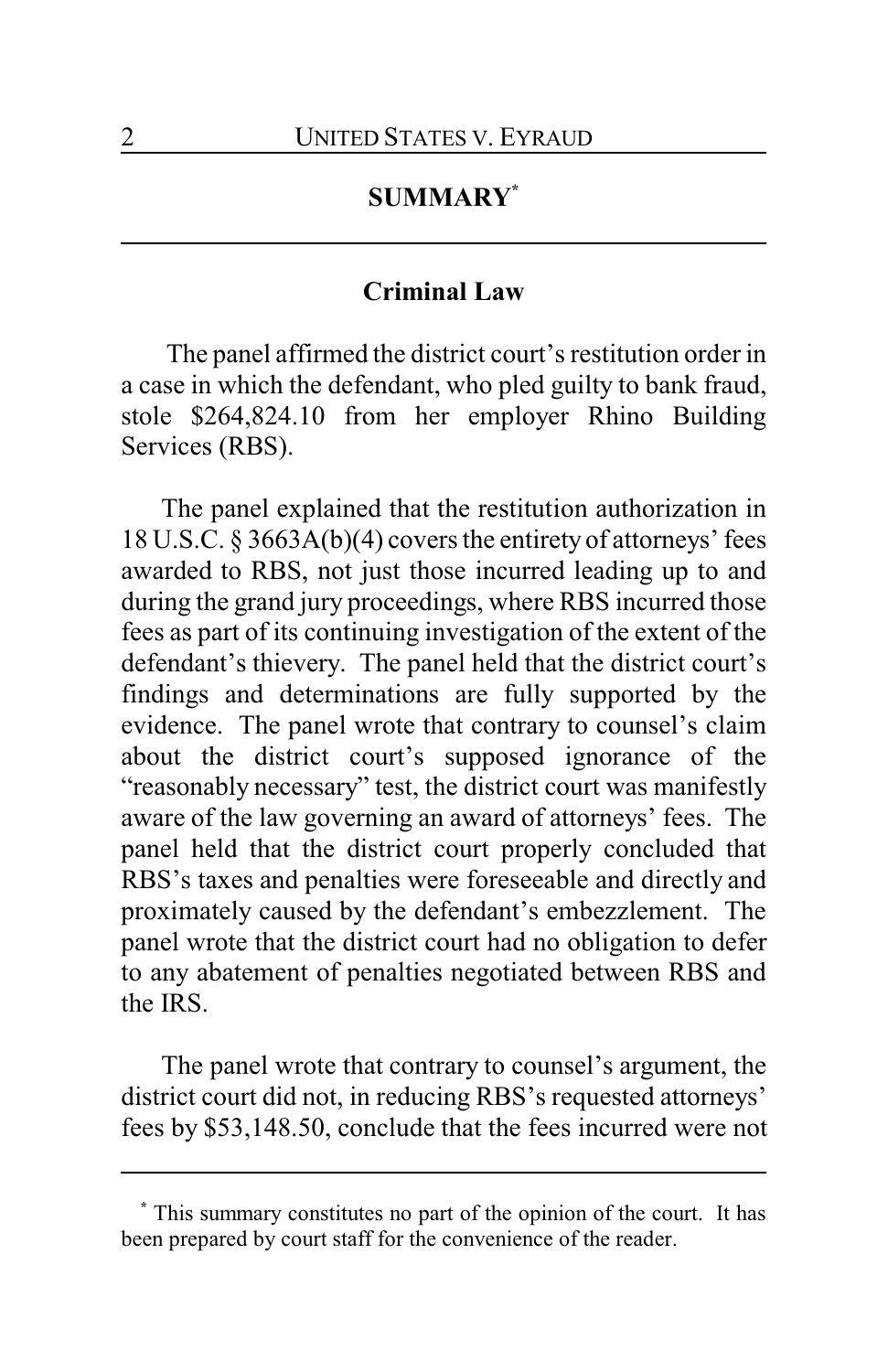## SUMMARY[*]

### Criminal Law

The panel affirmed the district court's restitution order in a case in which the defendant, who pled guilty to bank fraud, stole $264,824.10 from her employer Rhino Building Services (RBS).

The panel explained that the restitution authorization in 18 U.S.C. § 3663A(b)(4) covers the entirety of attorneys' fees awarded to RBS, not just those incurred leading up to and during the grand jury proceedings, where RBS incurred those fees as part of its continuing investigation of the extent of the defendant's thievery. The panel held that the district court's findings and determinations are fully supported by the evidence. The panel wrote that contrary to counsel's claim about the district court's supposed ignorance of the "reasonably necessary" test, the district court was manifestly aware of the law governing an award of attorneys' fees. The panel held that the district court properly concluded that RBS's taxes and penalties were foreseeable and directly and proximately caused by the defendant's embezzlement. The panel wrote that the district court had no obligation to defer to any abatement of penalties negotiated between RBS and the IRS.

The panel wrote that contrary to counsel's argument, the district court did not, in reducing RBS's requested attorneys' fees by $53,148.50, conclude that the fees incurred were not

[*] This summary constitutes no part of the opinion of the court. It has been prepared by court staff for the convenience of the reader.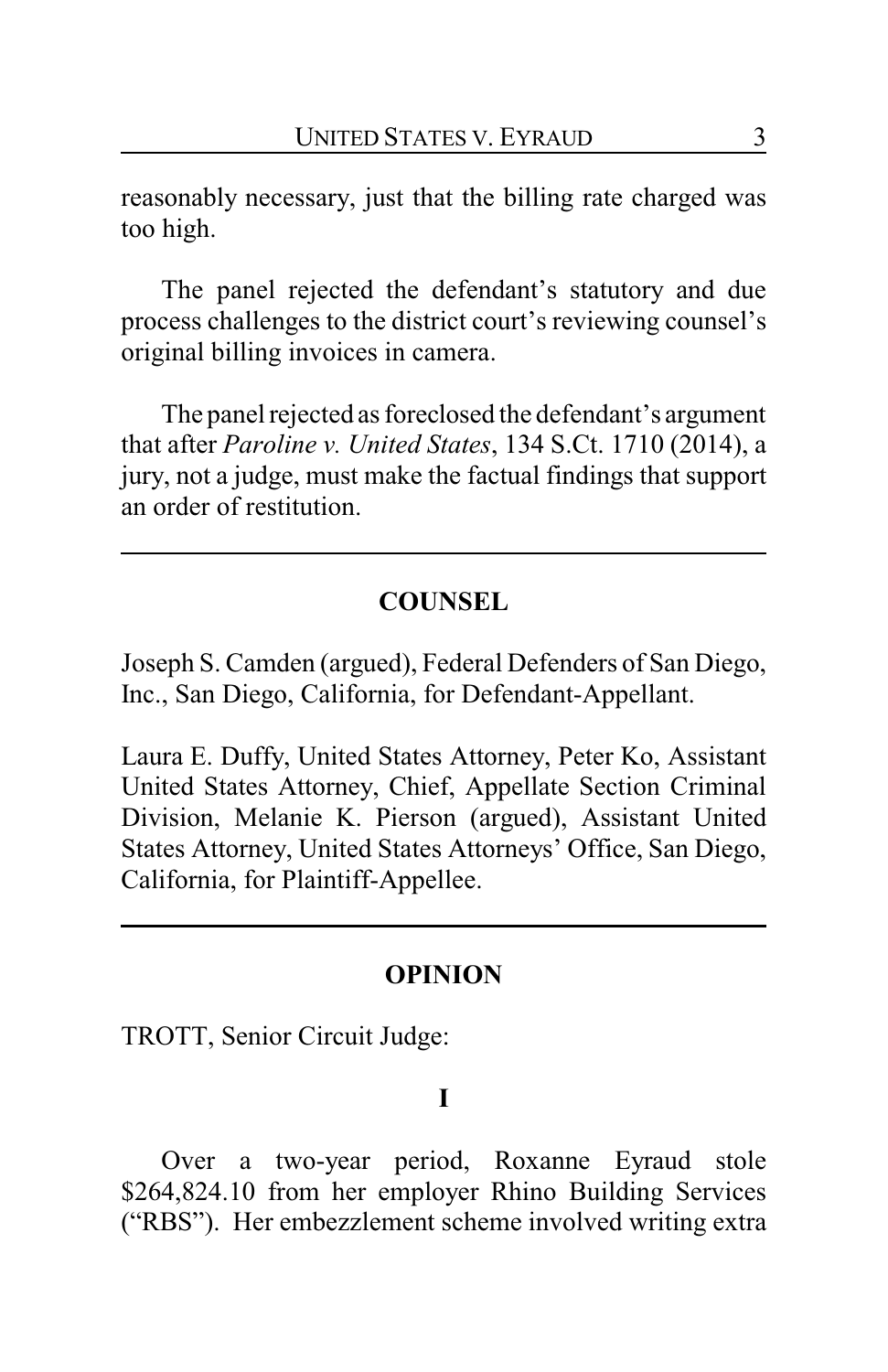reasonably necessary, just that the billing rate charged was too high.

The panel rejected the defendant's statutory and due process challenges to the district court's reviewing counsel's original billing invoices in camera.

The panel rejected as foreclosed the defendant's argument that after *Paroline v. United States*, 134 S.Ct. 1710 (2014), a jury, not a judge, must make the factual findings that support an order of restitution.

---

## COUNSEL

Joseph S. Camden (argued), Federal Defenders of San Diego, Inc., San Diego, California, for Defendant-Appellant.

Laura E. Duffy, United States Attorney, Peter Ko, Assistant United States Attorney, Chief, Appellate Section Criminal Division, Melanie K. Pierson (argued), Assistant United States Attorney, United States Attorneys' Office, San Diego, California, for Plaintiff-Appellee.

---

## OPINION

TROTT, Senior Circuit Judge:

### I

Over a two-year period, Roxanne Eyraud stole $264,824.10 from her employer Rhino Building Services ("RBS"). Her embezzlement scheme involved writing extra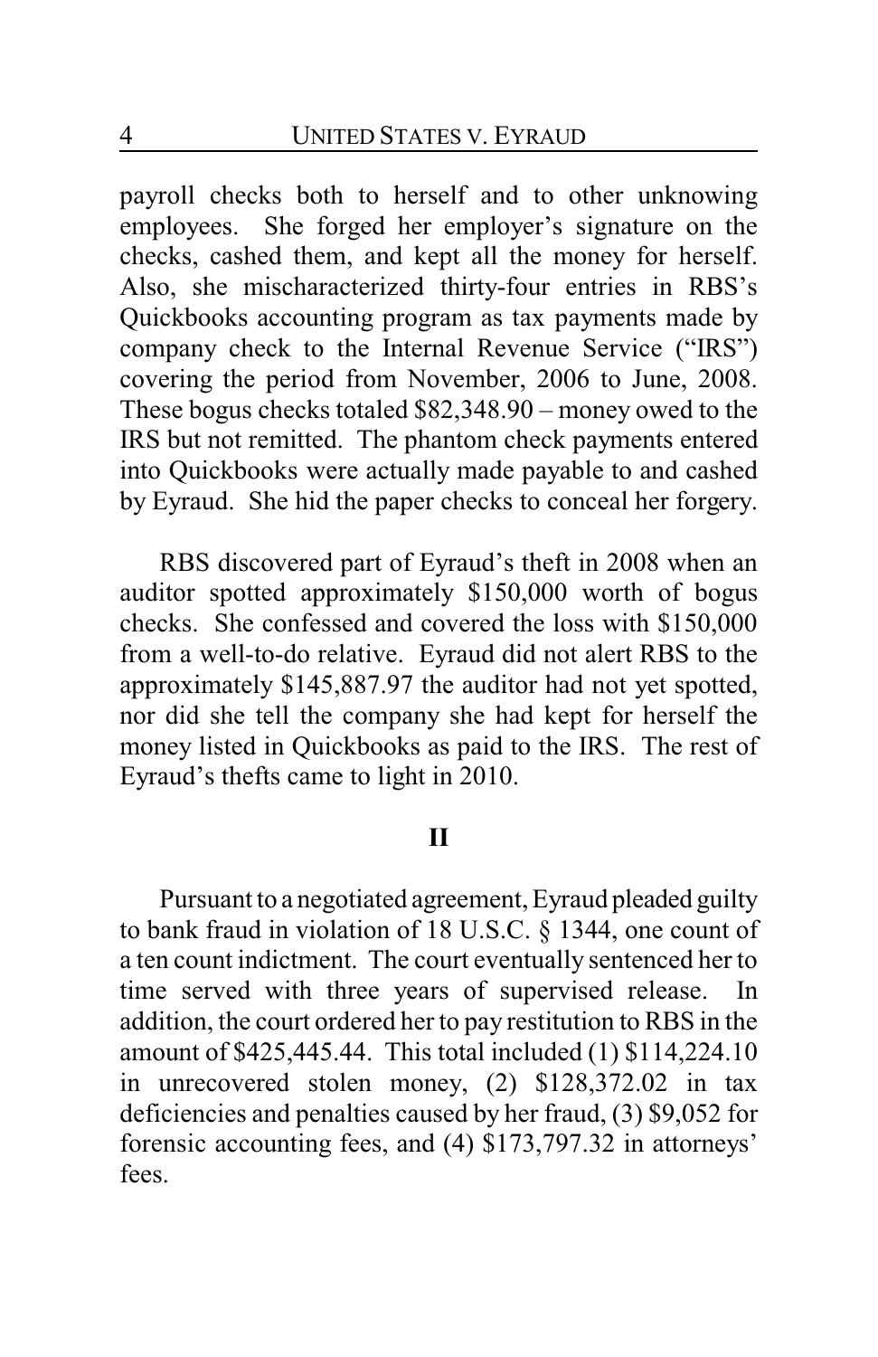payroll checks both to herself and to other unknowing employees. She forged her employer's signature on the checks, cashed them, and kept all the money for herself. Also, she mischaracterized thirty-four entries in RBS's Quickbooks accounting program as tax payments made by company check to the Internal Revenue Service ("IRS") covering the period from November, 2006 to June, 2008. These bogus checks totaled $82,348.90 – money owed to the IRS but not remitted. The phantom check payments entered into Quickbooks were actually made payable to and cashed by Eyraud. She hid the paper checks to conceal her forgery.

RBS discovered part of Eyraud's theft in 2008 when an auditor spotted approximately $150,000 worth of bogus checks. She confessed and covered the loss with $150,000 from a well-to-do relative. Eyraud did not alert RBS to the approximately $145,887.97 the auditor had not yet spotted, nor did she tell the company she had kept for herself the money listed in Quickbooks as paid to the IRS. The rest of Eyraud's thefts came to light in 2010.

## II

Pursuant to a negotiated agreement, Eyraud pleaded guilty to bank fraud in violation of 18 U.S.C. § 1344, one count of a ten count indictment. The court eventually sentenced her to time served with three years of supervised release. In addition, the court ordered her to pay restitution to RBS in the amount of $425,445.44. This total included (1) $114,224.10 in unrecovered stolen money, (2) $128,372.02 in tax deficiencies and penalties caused by her fraud, (3) $9,052 for forensic accounting fees, and (4) $173,797.32 in attorneys' fees.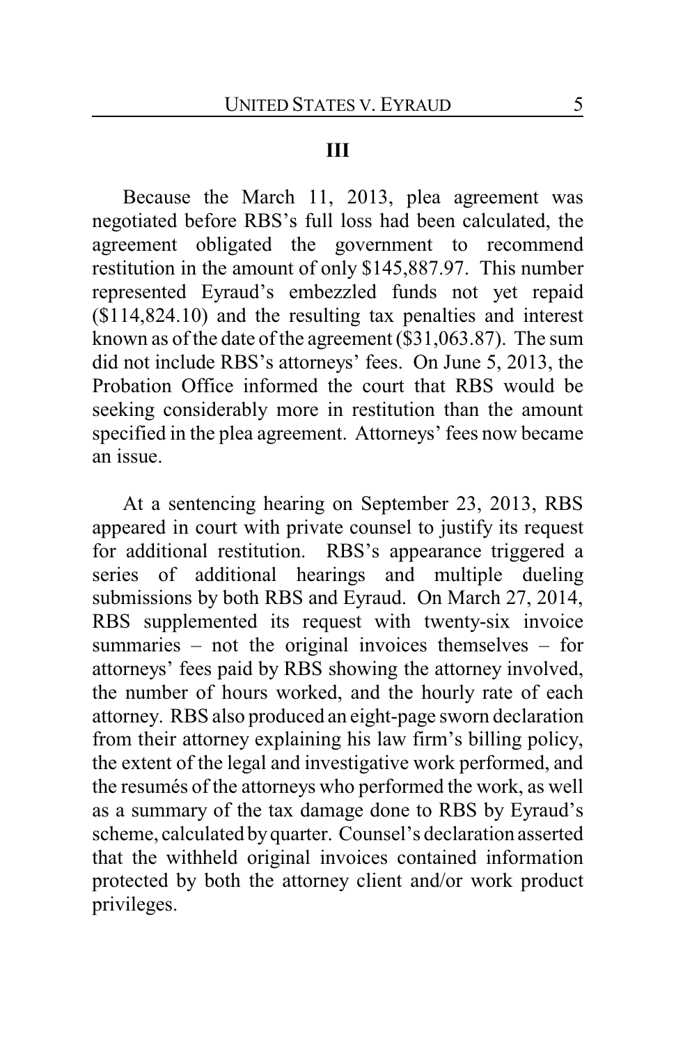## III

Because the March 11, 2013, plea agreement was negotiated before RBS's full loss had been calculated, the agreement obligated the government to recommend restitution in the amount of only $145,887.97. This number represented Eyraud's embezzled funds not yet repaid ($114,824.10) and the resulting tax penalties and interest known as of the date of the agreement ($31,063.87). The sum did not include RBS's attorneys' fees. On June 5, 2013, the Probation Office informed the court that RBS would be seeking considerably more in restitution than the amount specified in the plea agreement. Attorneys' fees now became an issue.

At a sentencing hearing on September 23, 2013, RBS appeared in court with private counsel to justify its request for additional restitution. RBS's appearance triggered a series of additional hearings and multiple dueling submissions by both RBS and Eyraud. On March 27, 2014, RBS supplemented its request with twenty-six invoice summaries – not the original invoices themselves – for attorneys' fees paid by RBS showing the attorney involved, the number of hours worked, and the hourly rate of each attorney. RBS also produced an eight-page sworn declaration from their attorney explaining his law firm's billing policy, the extent of the legal and investigative work performed, and the resumés of the attorneys who performed the work, as well as a summary of the tax damage done to RBS by Eyraud's scheme, calculated by quarter. Counsel's declaration asserted that the withheld original invoices contained information protected by both the attorney client and/or work product privileges.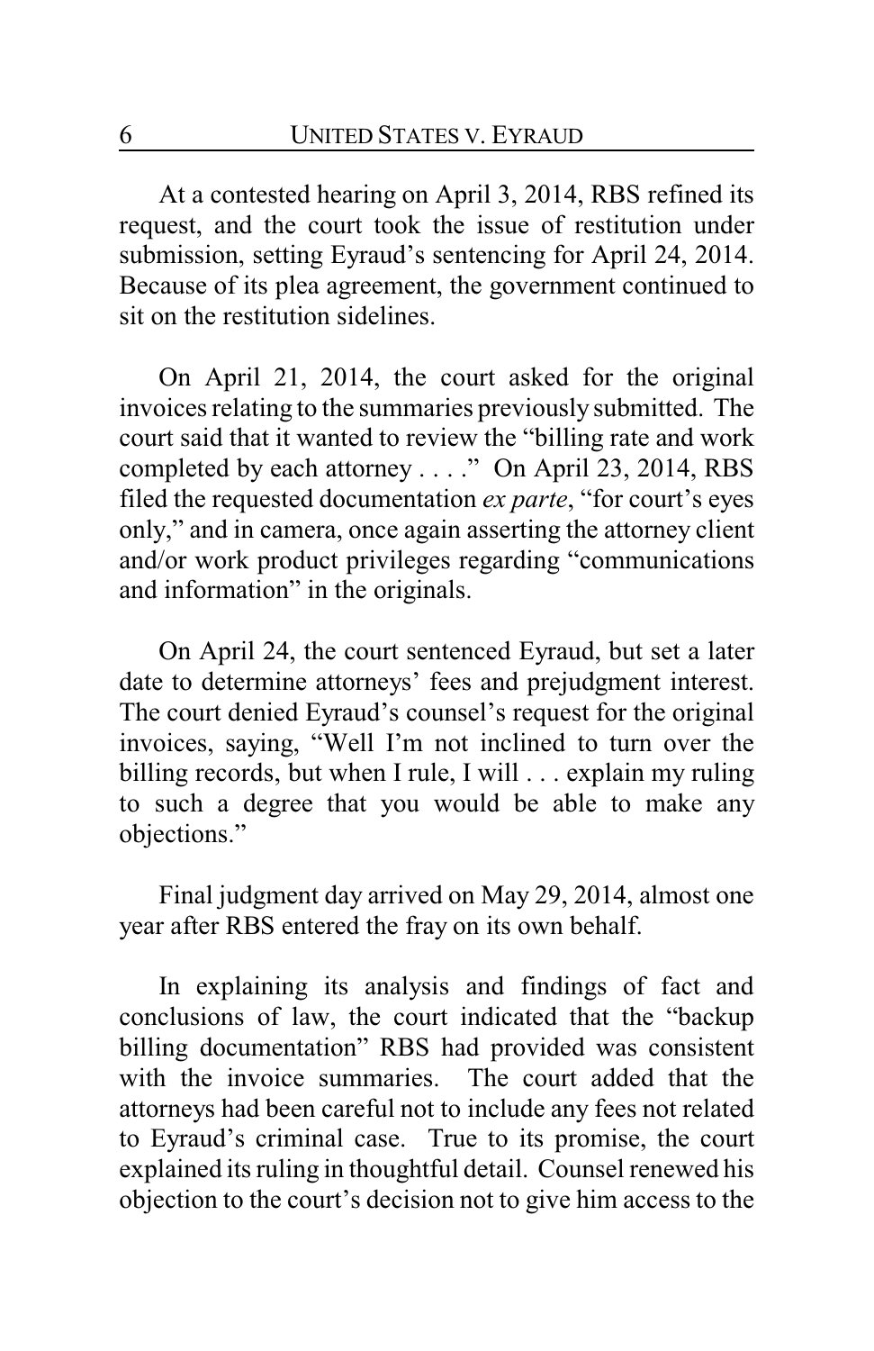At a contested hearing on April 3, 2014, RBS refined its request, and the court took the issue of restitution under submission, setting Eyraud's sentencing for April 24, 2014. Because of its plea agreement, the government continued to sit on the restitution sidelines.

On April 21, 2014, the court asked for the original invoices relating to the summaries previously submitted. The court said that it wanted to review the "billing rate and work completed by each attorney . . . ." On April 23, 2014, RBS filed the requested documentation *ex parte*, "for court's eyes only," and in camera, once again asserting the attorney client and/or work product privileges regarding "communications and information" in the originals.

On April 24, the court sentenced Eyraud, but set a later date to determine attorneys' fees and prejudgment interest. The court denied Eyraud's counsel's request for the original invoices, saying, "Well I'm not inclined to turn over the billing records, but when I rule, I will . . . explain my ruling to such a degree that you would be able to make any objections."

Final judgment day arrived on May 29, 2014, almost one year after RBS entered the fray on its own behalf.

In explaining its analysis and findings of fact and conclusions of law, the court indicated that the "backup billing documentation" RBS had provided was consistent with the invoice summaries. The court added that the attorneys had been careful not to include any fees not related to Eyraud's criminal case. True to its promise, the court explained its ruling in thoughtful detail. Counsel renewed his objection to the court's decision not to give him access to the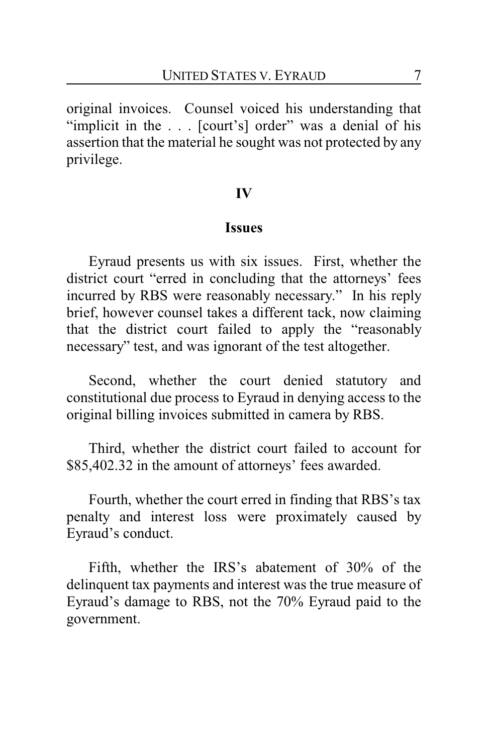original invoices. Counsel voiced his understanding that "implicit in the . . . [court's] order" was a denial of his assertion that the material he sought was not protected by any privilege.

## IV

## Issues

Eyraud presents us with six issues. First, whether the district court "erred in concluding that the attorneys' fees incurred by RBS were reasonably necessary." In his reply brief, however counsel takes a different tack, now claiming that the district court failed to apply the "reasonably necessary" test, and was ignorant of the test altogether.

Second, whether the court denied statutory and constitutional due process to Eyraud in denying access to the original billing invoices submitted in camera by RBS.

Third, whether the district court failed to account for $85,402.32 in the amount of attorneys' fees awarded.

Fourth, whether the court erred in finding that RBS's tax penalty and interest loss were proximately caused by Eyraud's conduct.

Fifth, whether the IRS's abatement of 30% of the delinquent tax payments and interest was the true measure of Eyraud's damage to RBS, not the 70% Eyraud paid to the government.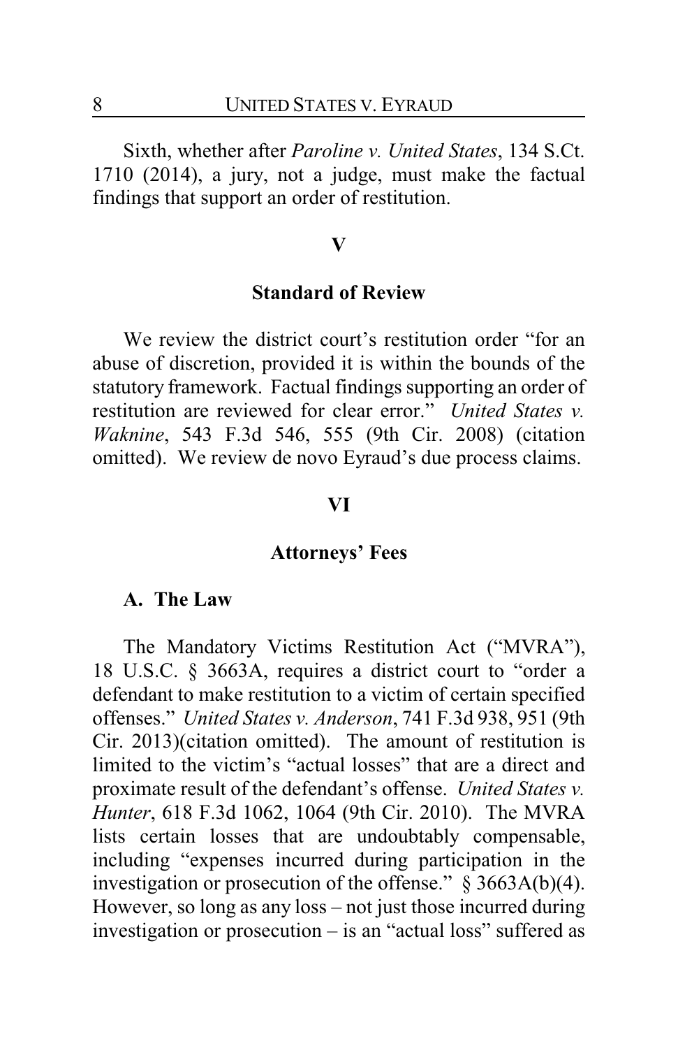Sixth, whether after *Paroline v. United States*, 134 S.Ct. 1710 (2014), a jury, not a judge, must make the factual findings that support an order of restitution.

## V

### Standard of Review

We review the district court's restitution order "for an abuse of discretion, provided it is within the bounds of the statutory framework. Factual findings supporting an order of restitution are reviewed for clear error." *United States v. Waknine*, 543 F.3d 546, 555 (9th Cir. 2008) (citation omitted). We review de novo Eyraud's due process claims.

## VI

### Attorneys' Fees

#### A. The Law

The Mandatory Victims Restitution Act ("MVRA"), 18 U.S.C. § 3663A, requires a district court to "order a defendant to make restitution to a victim of certain specified offenses." *United States v. Anderson*, 741 F.3d 938, 951 (9th Cir. 2013)(citation omitted). The amount of restitution is limited to the victim's "actual losses" that are a direct and proximate result of the defendant's offense. *United States v. Hunter*, 618 F.3d 1062, 1064 (9th Cir. 2010). The MVRA lists certain losses that are undoubtably compensable, including "expenses incurred during participation in the investigation or prosecution of the offense." § 3663A(b)(4). However, so long as any loss – not just those incurred during investigation or prosecution – is an "actual loss" suffered as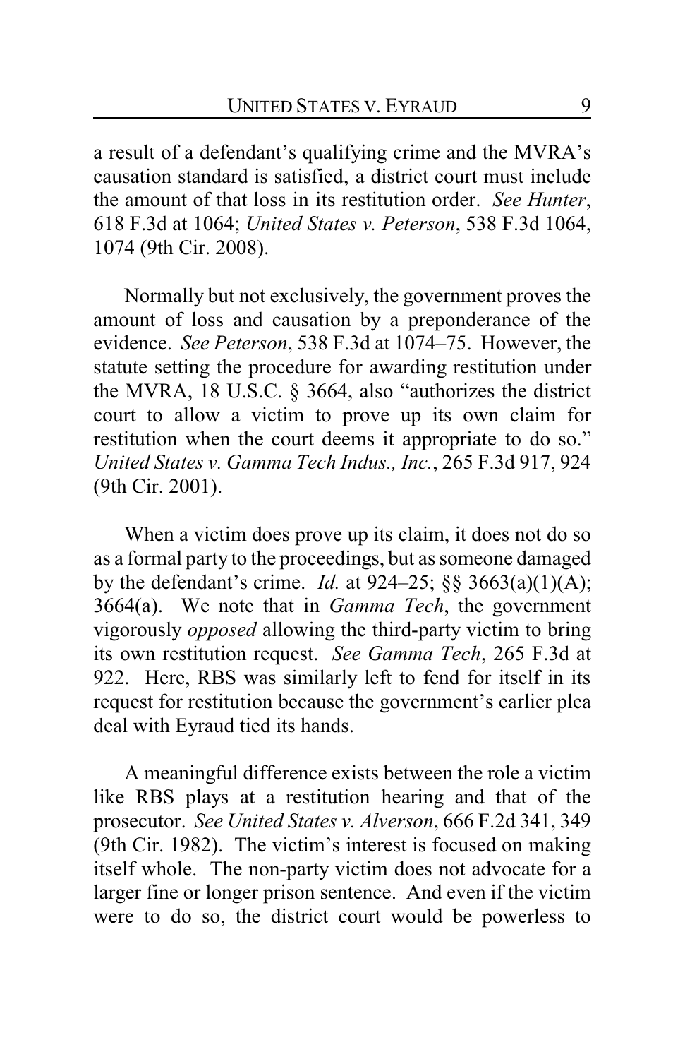a result of a defendant's qualifying crime and the MVRA's causation standard is satisfied, a district court must include the amount of that loss in its restitution order. *See Hunter*, 618 F.3d at 1064; *United States v. Peterson*, 538 F.3d 1064, 1074 (9th Cir. 2008).

Normally but not exclusively, the government proves the amount of loss and causation by a preponderance of the evidence. *See Peterson*, 538 F.3d at 1074–75. However, the statute setting the procedure for awarding restitution under the MVRA, 18 U.S.C. § 3664, also "authorizes the district court to allow a victim to prove up its own claim for restitution when the court deems it appropriate to do so." *United States v. Gamma Tech Indus., Inc.*, 265 F.3d 917, 924 (9th Cir. 2001).

When a victim does prove up its claim, it does not do so as a formal party to the proceedings, but as someone damaged by the defendant's crime. *Id.* at 924–25; §§ 3663(a)(1)(A); 3664(a). We note that in *Gamma Tech*, the government vigorously *opposed* allowing the third-party victim to bring its own restitution request. *See Gamma Tech*, 265 F.3d at 922. Here, RBS was similarly left to fend for itself in its request for restitution because the government's earlier plea deal with Eyraud tied its hands.

A meaningful difference exists between the role a victim like RBS plays at a restitution hearing and that of the prosecutor. *See United States v. Alverson*, 666 F.2d 341, 349 (9th Cir. 1982). The victim's interest is focused on making itself whole. The non-party victim does not advocate for a larger fine or longer prison sentence. And even if the victim were to do so, the district court would be powerless to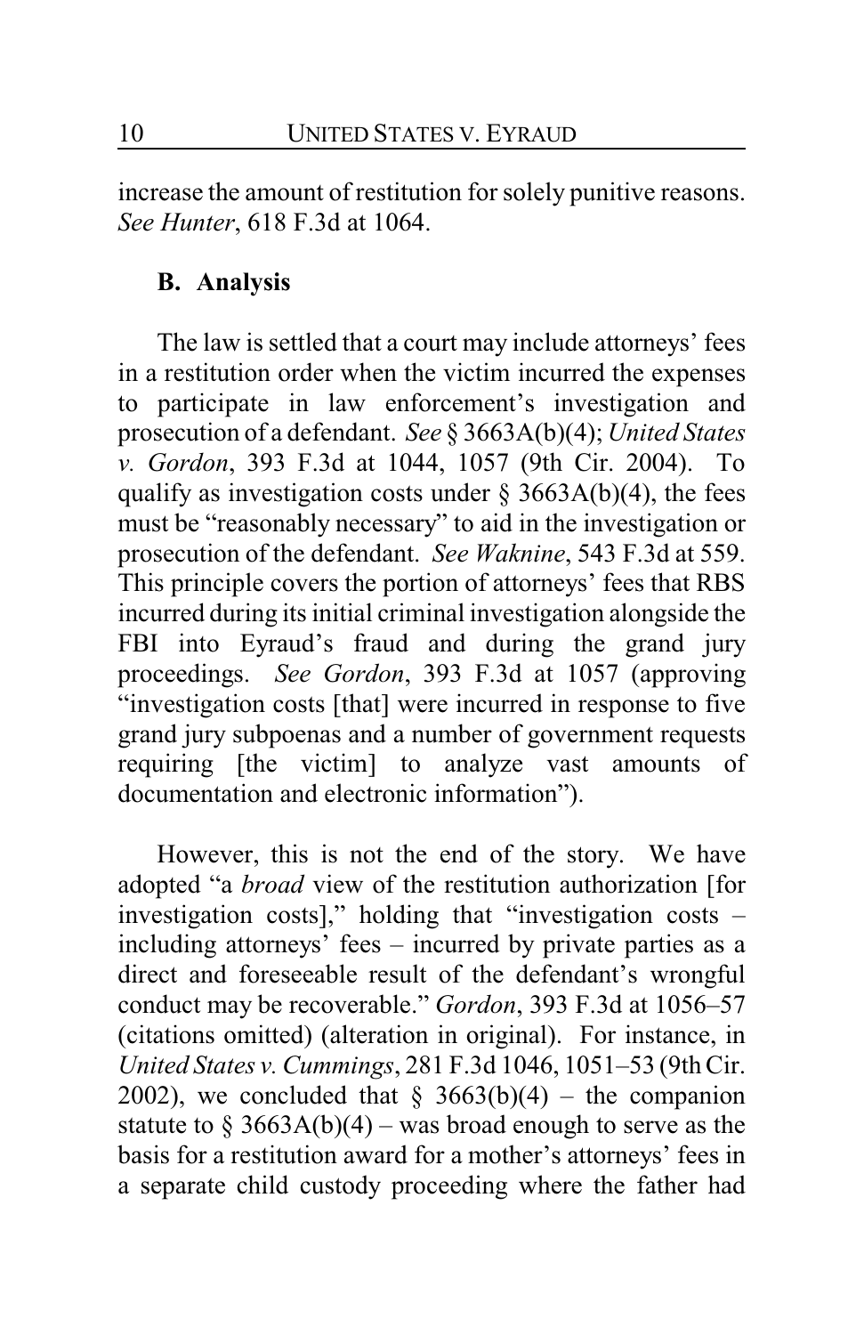increase the amount of restitution for solely punitive reasons. *See Hunter*, 618 F.3d at 1064.

### B. Analysis

The law is settled that a court may include attorneys' fees in a restitution order when the victim incurred the expenses to participate in law enforcement's investigation and prosecution of a defendant. *See* § 3663A(b)(4); *United States v. Gordon*, 393 F.3d at 1044, 1057 (9th Cir. 2004). To qualify as investigation costs under § 3663A(b)(4), the fees must be "reasonably necessary" to aid in the investigation or prosecution of the defendant. *See Waknine*, 543 F.3d at 559. This principle covers the portion of attorneys' fees that RBS incurred during its initial criminal investigation alongside the FBI into Eyraud's fraud and during the grand jury proceedings. *See Gordon*, 393 F.3d at 1057 (approving "investigation costs [that] were incurred in response to five grand jury subpoenas and a number of government requests requiring [the victim] to analyze vast amounts of documentation and electronic information").

However, this is not the end of the story. We have adopted "a *broad* view of the restitution authorization [for investigation costs]," holding that "investigation costs – including attorneys' fees – incurred by private parties as a direct and foreseeable result of the defendant's wrongful conduct may be recoverable." *Gordon*, 393 F.3d at 1056–57 (citations omitted) (alteration in original). For instance, in *United States v. Cummings*, 281 F.3d 1046, 1051–53 (9th Cir. 2002), we concluded that § 3663(b)(4) – the companion statute to § 3663A(b)(4) – was broad enough to serve as the basis for a restitution award for a mother's attorneys' fees in a separate child custody proceeding where the father had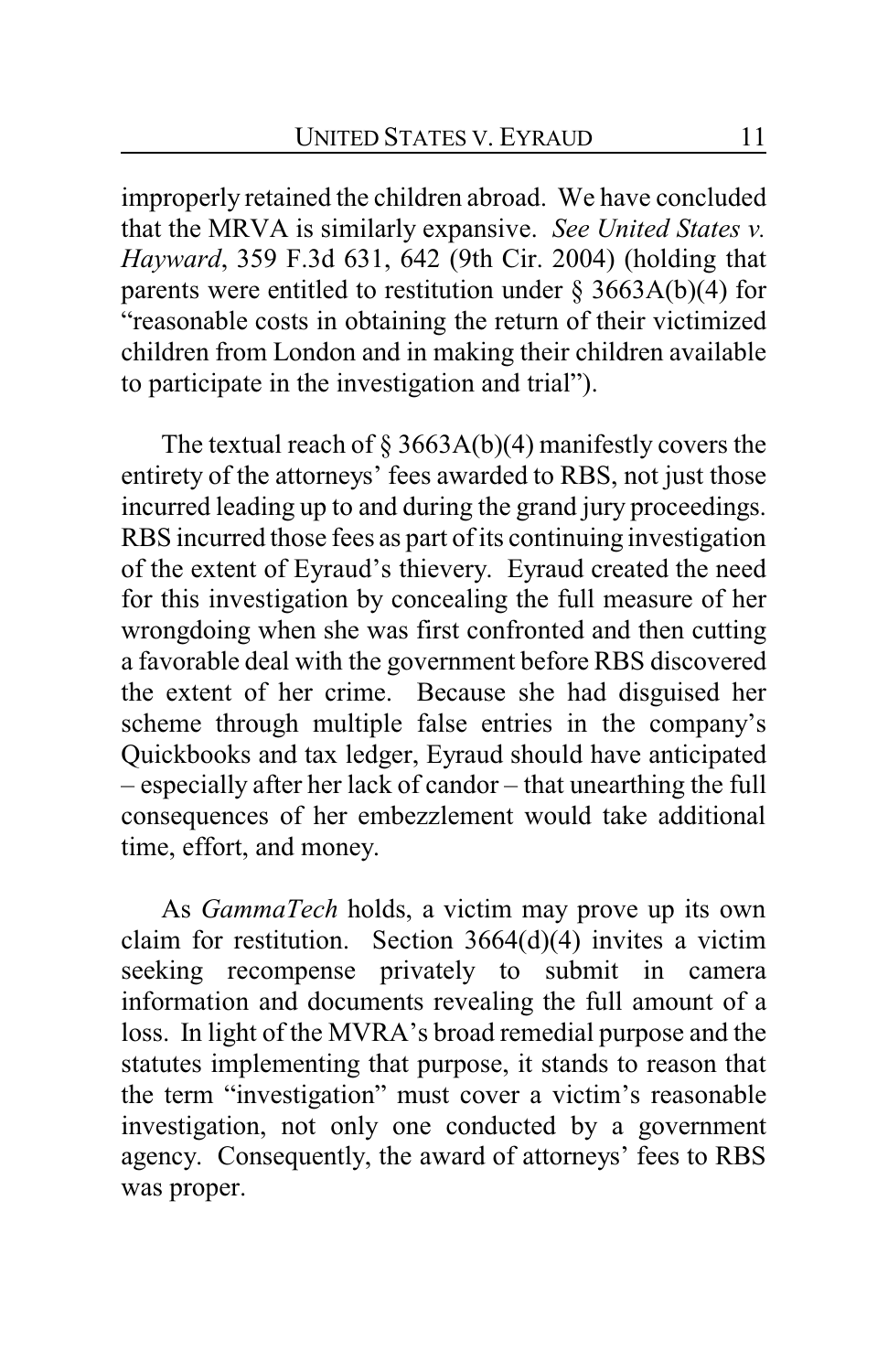improperly retained the children abroad. We have concluded that the MRVA is similarly expansive. *See United States v. Hayward*, 359 F.3d 631, 642 (9th Cir. 2004) (holding that parents were entitled to restitution under § 3663A(b)(4) for "reasonable costs in obtaining the return of their victimized children from London and in making their children available to participate in the investigation and trial").

The textual reach of § 3663A(b)(4) manifestly covers the entirety of the attorneys' fees awarded to RBS, not just those incurred leading up to and during the grand jury proceedings. RBS incurred those fees as part of its continuing investigation of the extent of Eyraud's thievery. Eyraud created the need for this investigation by concealing the full measure of her wrongdoing when she was first confronted and then cutting a favorable deal with the government before RBS discovered the extent of her crime. Because she had disguised her scheme through multiple false entries in the company's Quickbooks and tax ledger, Eyraud should have anticipated – especially after her lack of candor – that unearthing the full consequences of her embezzlement would take additional time, effort, and money.

As *GammaTech* holds, a victim may prove up its own claim for restitution. Section 3664(d)(4) invites a victim seeking recompense privately to submit in camera information and documents revealing the full amount of a loss. In light of the MVRA's broad remedial purpose and the statutes implementing that purpose, it stands to reason that the term "investigation" must cover a victim's reasonable investigation, not only one conducted by a government agency. Consequently, the award of attorneys' fees to RBS was proper.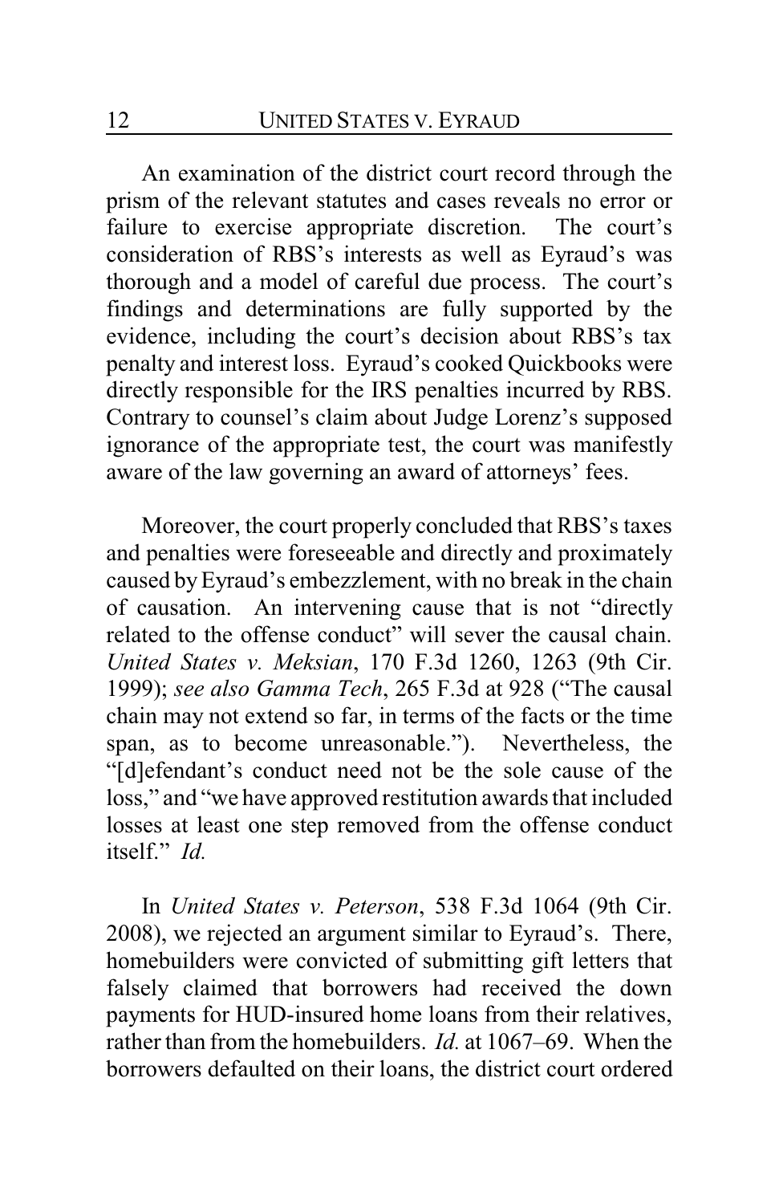An examination of the district court record through the prism of the relevant statutes and cases reveals no error or failure to exercise appropriate discretion. The court's consideration of RBS's interests as well as Eyraud's was thorough and a model of careful due process. The court's findings and determinations are fully supported by the evidence, including the court's decision about RBS's tax penalty and interest loss. Eyraud's cooked Quickbooks were directly responsible for the IRS penalties incurred by RBS. Contrary to counsel's claim about Judge Lorenz's supposed ignorance of the appropriate test, the court was manifestly aware of the law governing an award of attorneys' fees.

Moreover, the court properly concluded that RBS's taxes and penalties were foreseeable and directly and proximately caused by Eyraud's embezzlement, with no break in the chain of causation. An intervening cause that is not "directly related to the offense conduct" will sever the causal chain. *United States v. Meksian*, 170 F.3d 1260, 1263 (9th Cir. 1999); *see also Gamma Tech*, 265 F.3d at 928 ("The causal chain may not extend so far, in terms of the facts or the time span, as to become unreasonable."). Nevertheless, the "[d]efendant's conduct need not be the sole cause of the loss," and "we have approved restitution awards that included losses at least one step removed from the offense conduct itself." *Id.*

In *United States v. Peterson*, 538 F.3d 1064 (9th Cir. 2008), we rejected an argument similar to Eyraud's. There, homebuilders were convicted of submitting gift letters that falsely claimed that borrowers had received the down payments for HUD-insured home loans from their relatives, rather than from the homebuilders. *Id.* at 1067–69. When the borrowers defaulted on their loans, the district court ordered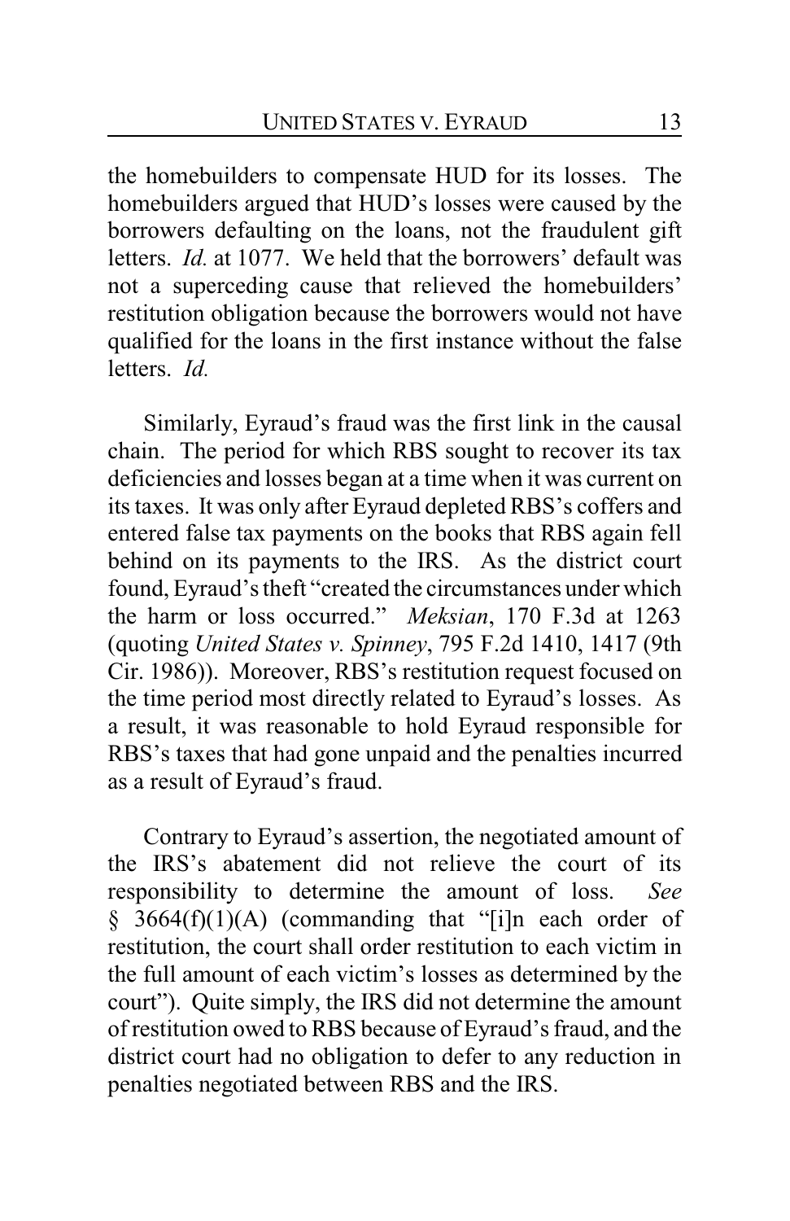the homebuilders to compensate HUD for its losses. The homebuilders argued that HUD's losses were caused by the borrowers defaulting on the loans, not the fraudulent gift letters. *Id.* at 1077. We held that the borrowers' default was not a superceding cause that relieved the homebuilders' restitution obligation because the borrowers would not have qualified for the loans in the first instance without the false letters. *Id.*

Similarly, Eyraud's fraud was the first link in the causal chain. The period for which RBS sought to recover its tax deficiencies and losses began at a time when it was current on its taxes. It was only after Eyraud depleted RBS's coffers and entered false tax payments on the books that RBS again fell behind on its payments to the IRS. As the district court found, Eyraud's theft "created the circumstances under which the harm or loss occurred." *Meksian*, 170 F.3d at 1263 (quoting *United States v. Spinney*, 795 F.2d 1410, 1417 (9th Cir. 1986)). Moreover, RBS's restitution request focused on the time period most directly related to Eyraud's losses. As a result, it was reasonable to hold Eyraud responsible for RBS's taxes that had gone unpaid and the penalties incurred as a result of Eyraud's fraud.

Contrary to Eyraud's assertion, the negotiated amount of the IRS's abatement did not relieve the court of its responsibility to determine the amount of loss. *See* § 3664(f)(1)(A) (commanding that "[i]n each order of restitution, the court shall order restitution to each victim in the full amount of each victim's losses as determined by the court"). Quite simply, the IRS did not determine the amount of restitution owed to RBS because of Eyraud's fraud, and the district court had no obligation to defer to any reduction in penalties negotiated between RBS and the IRS.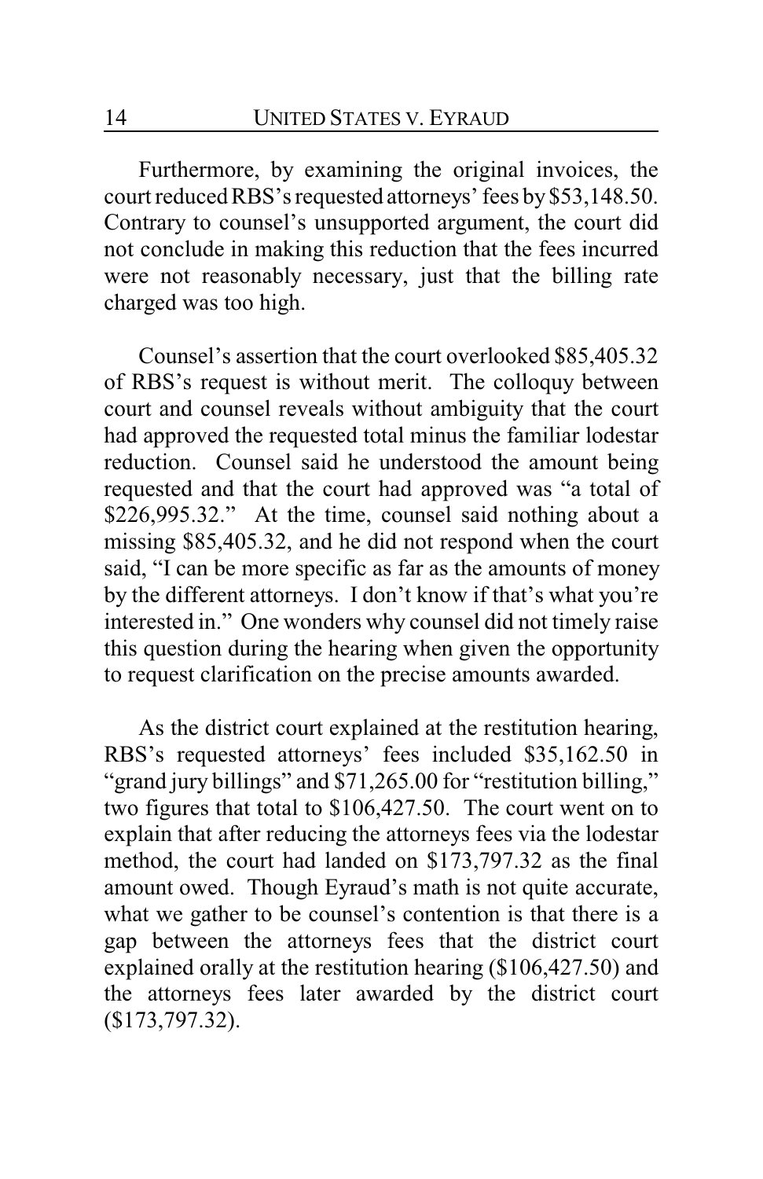Furthermore, by examining the original invoices, the court reduced RBS's requested attorneys' fees by $53,148.50. Contrary to counsel's unsupported argument, the court did not conclude in making this reduction that the fees incurred were not reasonably necessary, just that the billing rate charged was too high.

Counsel's assertion that the court overlooked $85,405.32 of RBS's request is without merit. The colloquy between court and counsel reveals without ambiguity that the court had approved the requested total minus the familiar lodestar reduction. Counsel said he understood the amount being requested and that the court had approved was "a total of $226,995.32." At the time, counsel said nothing about a missing $85,405.32, and he did not respond when the court said, "I can be more specific as far as the amounts of money by the different attorneys. I don't know if that's what you're interested in." One wonders why counsel did not timely raise this question during the hearing when given the opportunity to request clarification on the precise amounts awarded.

As the district court explained at the restitution hearing, RBS's requested attorneys' fees included $35,162.50 in "grand jury billings" and $71,265.00 for "restitution billing," two figures that total to $106,427.50. The court went on to explain that after reducing the attorneys fees via the lodestar method, the court had landed on $173,797.32 as the final amount owed. Though Eyraud's math is not quite accurate, what we gather to be counsel's contention is that there is a gap between the attorneys fees that the district court explained orally at the restitution hearing ($106,427.50) and the attorneys fees later awarded by the district court ($173,797.32).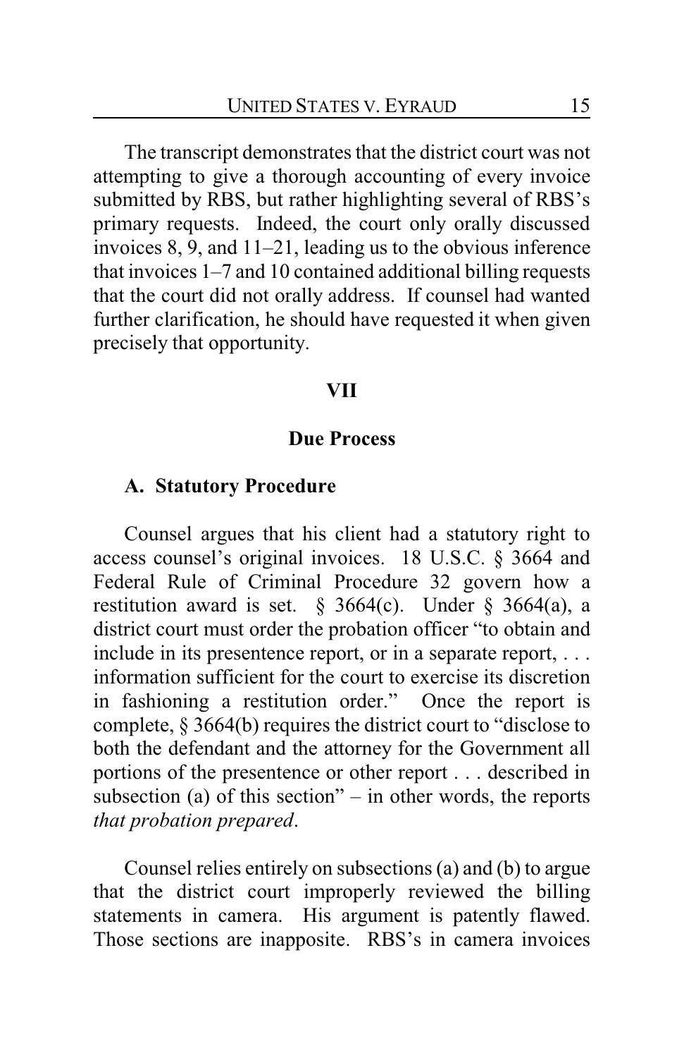The transcript demonstrates that the district court was not attempting to give a thorough accounting of every invoice submitted by RBS, but rather highlighting several of RBS's primary requests. Indeed, the court only orally discussed invoices 8, 9, and 11–21, leading us to the obvious inference that invoices 1–7 and 10 contained additional billing requests that the court did not orally address. If counsel had wanted further clarification, he should have requested it when given precisely that opportunity.

## VII

## Due Process

### A. Statutory Procedure

Counsel argues that his client had a statutory right to access counsel's original invoices. 18 U.S.C. § 3664 and Federal Rule of Criminal Procedure 32 govern how a restitution award is set. § 3664(c). Under § 3664(a), a district court must order the probation officer "to obtain and include in its presentence report, or in a separate report, . . . information sufficient for the court to exercise its discretion in fashioning a restitution order." Once the report is complete, § 3664(b) requires the district court to "disclose to both the defendant and the attorney for the Government all portions of the presentence or other report . . . described in subsection (a) of this section" – in other words, the reports *that probation prepared*.

Counsel relies entirely on subsections (a) and (b) to argue that the district court improperly reviewed the billing statements in camera. His argument is patently flawed. Those sections are inapposite. RBS's in camera invoices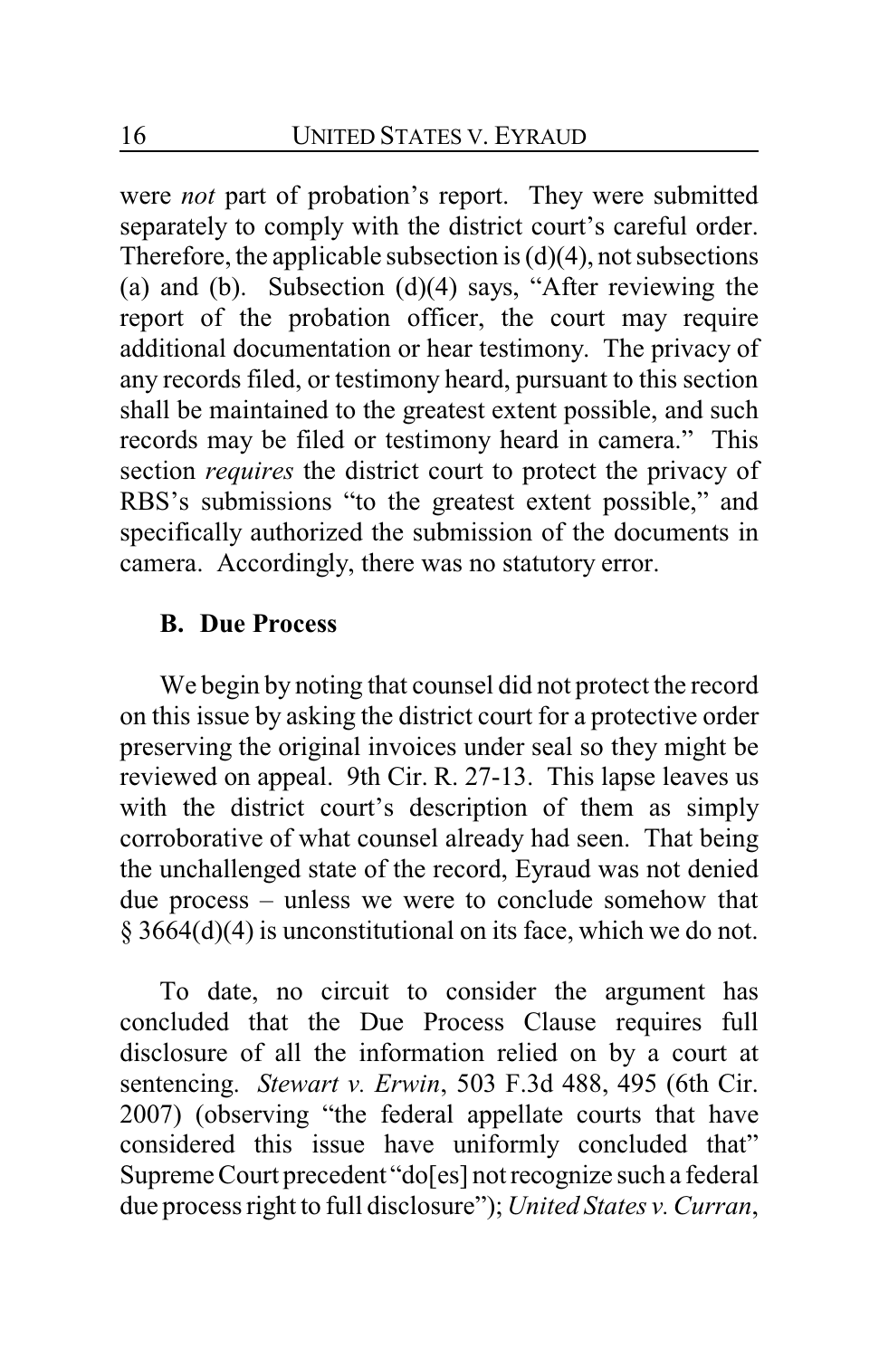were *not* part of probation's report. They were submitted separately to comply with the district court's careful order. Therefore, the applicable subsection is (d)(4), not subsections (a) and (b). Subsection (d)(4) says, "After reviewing the report of the probation officer, the court may require additional documentation or hear testimony. The privacy of any records filed, or testimony heard, pursuant to this section shall be maintained to the greatest extent possible, and such records may be filed or testimony heard in camera." This section *requires* the district court to protect the privacy of RBS's submissions "to the greatest extent possible," and specifically authorized the submission of the documents in camera. Accordingly, there was no statutory error.

### B. Due Process

We begin by noting that counsel did not protect the record on this issue by asking the district court for a protective order preserving the original invoices under seal so they might be reviewed on appeal. 9th Cir. R. 27-13. This lapse leaves us with the district court's description of them as simply corroborative of what counsel already had seen. That being the unchallenged state of the record, Eyraud was not denied due process – unless we were to conclude somehow that § 3664(d)(4) is unconstitutional on its face, which we do not.

To date, no circuit to consider the argument has concluded that the Due Process Clause requires full disclosure of all the information relied on by a court at sentencing. *Stewart v. Erwin*, 503 F.3d 488, 495 (6th Cir. 2007) (observing "the federal appellate courts that have considered this issue have uniformly concluded that" Supreme Court precedent "do[es] not recognize such a federal due process right to full disclosure"); *United States v. Curran*,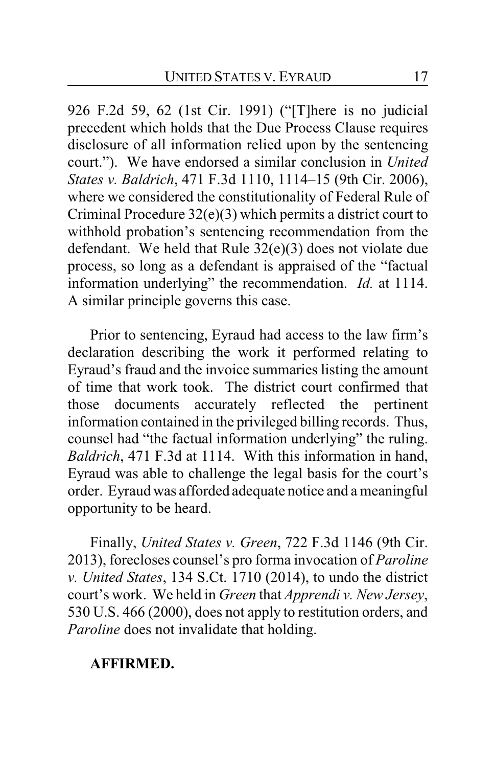926 F.2d 59, 62 (1st Cir. 1991) ("[T]here is no judicial precedent which holds that the Due Process Clause requires disclosure of all information relied upon by the sentencing court."). We have endorsed a similar conclusion in *United States v. Baldrich*, 471 F.3d 1110, 1114–15 (9th Cir. 2006), where we considered the constitutionality of Federal Rule of Criminal Procedure 32(e)(3) which permits a district court to withhold probation's sentencing recommendation from the defendant. We held that Rule 32(e)(3) does not violate due process, so long as a defendant is appraised of the "factual information underlying" the recommendation. *Id.* at 1114. A similar principle governs this case.

Prior to sentencing, Eyraud had access to the law firm's declaration describing the work it performed relating to Eyraud's fraud and the invoice summaries listing the amount of time that work took. The district court confirmed that those documents accurately reflected the pertinent information contained in the privileged billing records. Thus, counsel had "the factual information underlying" the ruling. *Baldrich*, 471 F.3d at 1114. With this information in hand, Eyraud was able to challenge the legal basis for the court's order. Eyraud was afforded adequate notice and a meaningful opportunity to be heard.

Finally, *United States v. Green*, 722 F.3d 1146 (9th Cir. 2013), forecloses counsel's pro forma invocation of *Paroline v. United States*, 134 S.Ct. 1710 (2014), to undo the district court's work. We held in *Green* that *Apprendi v. New Jersey*, 530 U.S. 466 (2000), does not apply to restitution orders, and *Paroline* does not invalidate that holding.

**AFFIRMED.**